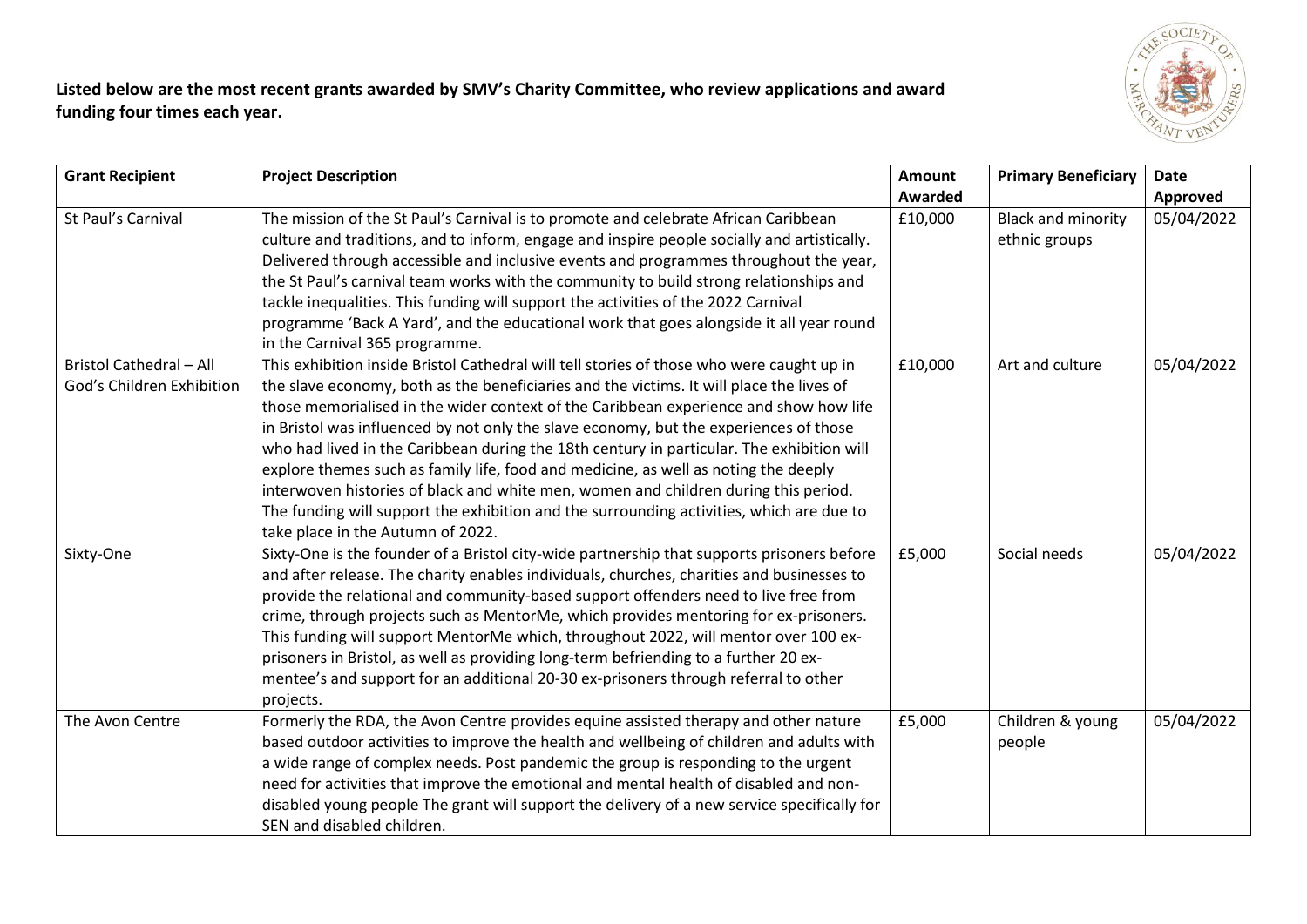**Listed below are the most recent grants awarded by SMV's Charity Committee, who review applications and award funding four times each year.**

| Grant Recipient | Project Description | Amount Awarded | Primary Beneficiary | Date Approved |
|---|---|---|---|---|
| St Paul's Carnival | The mission of the St Paul's Carnival is to promote and celebrate African Caribbean culture and traditions, and to inform, engage and inspire people socially and artistically. Delivered through accessible and inclusive events and programmes throughout the year, the St Paul's carnival team works with the community to build strong relationships and tackle inequalities. This funding will support the activities of the 2022 Carnival programme 'Back A Yard', and the educational work that goes alongside it all year round in the Carnival 365 programme. | £10,000 | Black and minority ethnic groups | 05/04/2022 |
| Bristol Cathedral – All God's Children Exhibition | This exhibition inside Bristol Cathedral will tell stories of those who were caught up in the slave economy, both as the beneficiaries and the victims. It will place the lives of those memorialised in the wider context of the Caribbean experience and show how life in Bristol was influenced by not only the slave economy, but the experiences of those who had lived in the Caribbean during the 18th century in particular. The exhibition will explore themes such as family life, food and medicine, as well as noting the deeply interwoven histories of black and white men, women and children during this period. The funding will support the exhibition and the surrounding activities, which are due to take place in the Autumn of 2022. | £10,000 | Art and culture | 05/04/2022 |
| Sixty-One | Sixty-One is the founder of a Bristol city-wide partnership that supports prisoners before and after release. The charity enables individuals, churches, charities and businesses to provide the relational and community-based support offenders need to live free from crime, through projects such as MentorMe, which provides mentoring for ex-prisoners. This funding will support MentorMe which, throughout 2022, will mentor over 100 ex-prisoners in Bristol, as well as providing long-term befriending to a further 20 ex-mentee's and support for an additional 20-30 ex-prisoners through referral to other projects. | £5,000 | Social needs | 05/04/2022 |
| The Avon Centre | Formerly the RDA, the Avon Centre provides equine assisted therapy and other nature based outdoor activities to improve the health and wellbeing of children and adults with a wide range of complex needs. Post pandemic the group is responding to the urgent need for activities that improve the emotional and mental health of disabled and non-disabled young people The grant will support the delivery of a new service specifically for SEN and disabled children. | £5,000 | Children & young people | 05/04/2022 |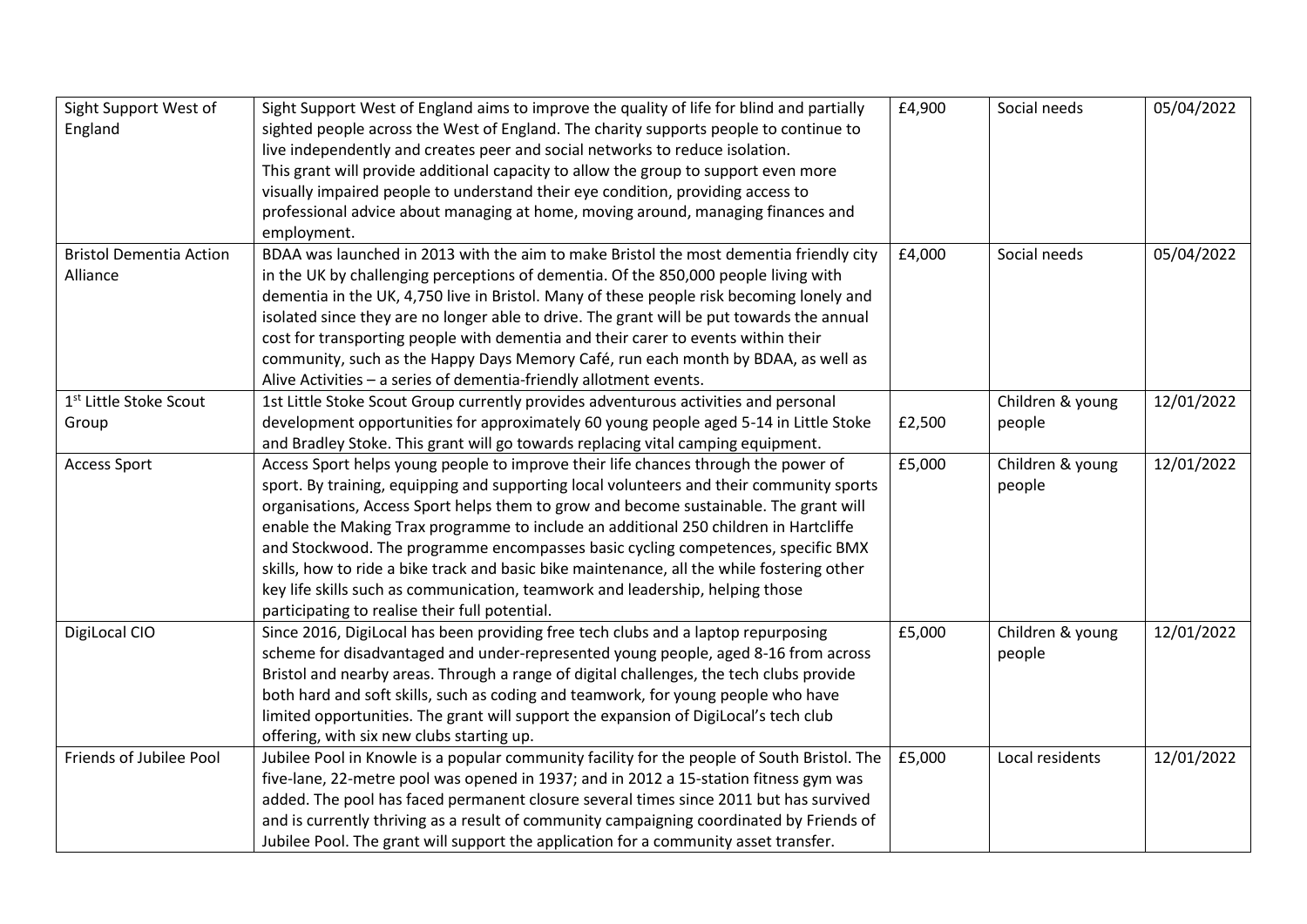| | | | | |
|---|---|---|---|---|
| Sight Support West of England | Sight Support West of England aims to improve the quality of life for blind and partially sighted people across the West of England. The charity supports people to continue to live independently and creates peer and social networks to reduce isolation. This grant will provide additional capacity to allow the group to support even more visually impaired people to understand their eye condition, providing access to professional advice about managing at home, moving around, managing finances and employment. | £4,900 | Social needs | 05/04/2022 |
| Bristol Dementia Action Alliance | BDAA was launched in 2013 with the aim to make Bristol the most dementia friendly city in the UK by challenging perceptions of dementia. Of the 850,000 people living with dementia in the UK, 4,750 live in Bristol. Many of these people risk becoming lonely and isolated since they are no longer able to drive. The grant will be put towards the annual cost for transporting people with dementia and their carer to events within their community, such as the Happy Days Memory Café, run each month by BDAA, as well as Alive Activities – a series of dementia-friendly allotment events. | £4,000 | Social needs | 05/04/2022 |
| 1st Little Stoke Scout Group | 1st Little Stoke Scout Group currently provides adventurous activities and personal development opportunities for approximately 60 young people aged 5-14 in Little Stoke and Bradley Stoke. This grant will go towards replacing vital camping equipment. | £2,500 | Children & young people | 12/01/2022 |
| Access Sport | Access Sport helps young people to improve their life chances through the power of sport. By training, equipping and supporting local volunteers and their community sports organisations, Access Sport helps them to grow and become sustainable. The grant will enable the Making Trax programme to include an additional 250 children in Hartcliffe and Stockwood. The programme encompasses basic cycling competences, specific BMX skills, how to ride a bike track and basic bike maintenance, all the while fostering other key life skills such as communication, teamwork and leadership, helping those participating to realise their full potential. | £5,000 | Children & young people | 12/01/2022 |
| DigiLocal CIO | Since 2016, DigiLocal has been providing free tech clubs and a laptop repurposing scheme for disadvantaged and under-represented young people, aged 8-16 from across Bristol and nearby areas. Through a range of digital challenges, the tech clubs provide both hard and soft skills, such as coding and teamwork, for young people who have limited opportunities. The grant will support the expansion of DigiLocal's tech club offering, with six new clubs starting up. | £5,000 | Children & young people | 12/01/2022 |
| Friends of Jubilee Pool | Jubilee Pool in Knowle is a popular community facility for the people of South Bristol. The five-lane, 22-metre pool was opened in 1937; and in 2012 a 15-station fitness gym was added. The pool has faced permanent closure several times since 2011 but has survived and is currently thriving as a result of community campaigning coordinated by Friends of Jubilee Pool. The grant will support the application for a community asset transfer. | £5,000 | Local residents | 12/01/2022 |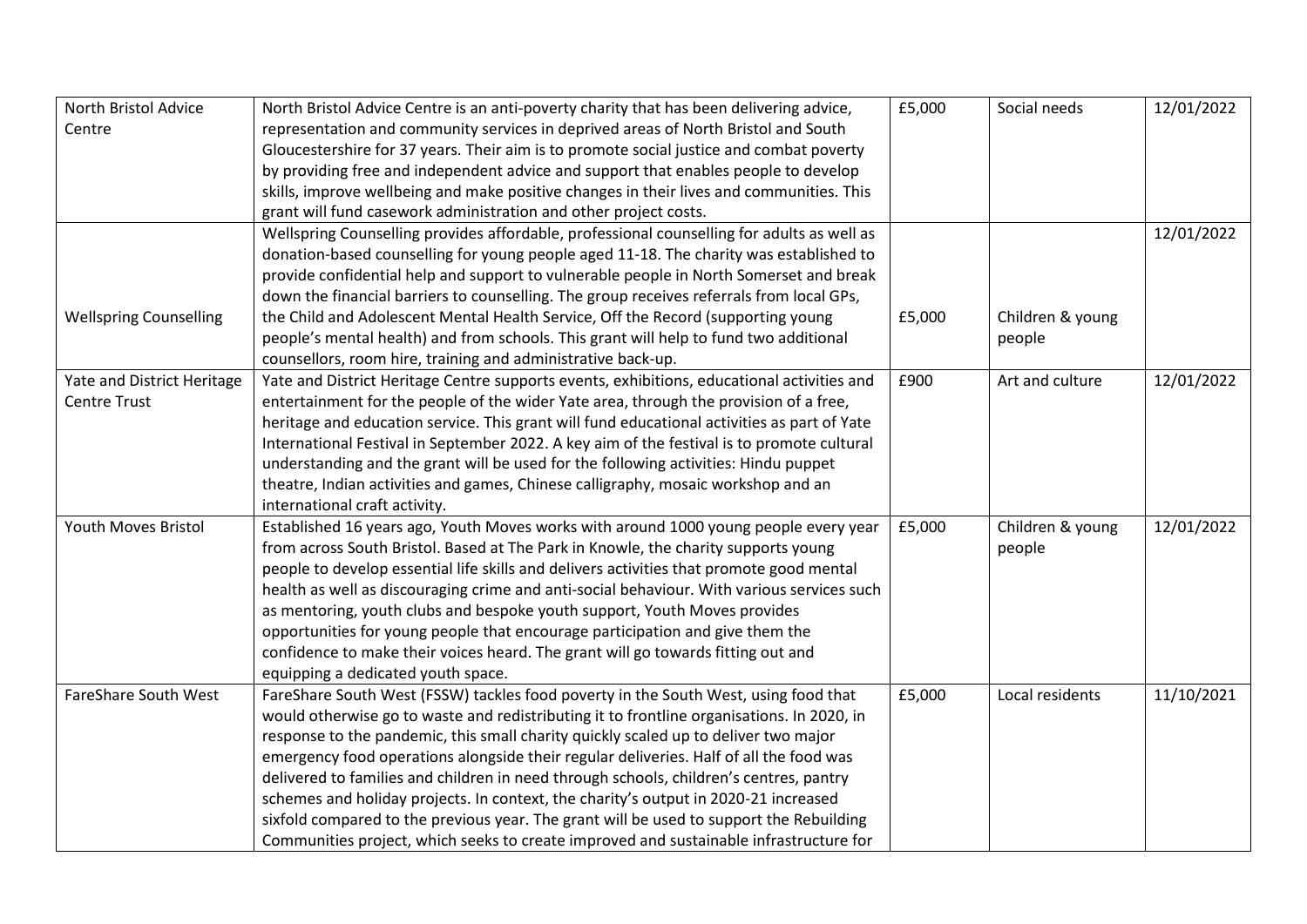| North Bristol Advice Centre | North Bristol Advice Centre is an anti-poverty charity that has been delivering advice, representation and community services in deprived areas of North Bristol and South Gloucestershire for 37 years. Their aim is to promote social justice and combat poverty by providing free and independent advice and support that enables people to develop skills, improve wellbeing and make positive changes in their lives and communities. This grant will fund casework administration and other project costs. | £5,000 | Social needs | 12/01/2022 |
|---|---|---|---|---|
| Wellspring Counselling | Wellspring Counselling provides affordable, professional counselling for adults as well as donation-based counselling for young people aged 11-18. The charity was established to provide confidential help and support to vulnerable people in North Somerset and break down the financial barriers to counselling. The group receives referrals from local GPs, the Child and Adolescent Mental Health Service, Off the Record (supporting young people's mental health) and from schools. This grant will help to fund two additional counsellors, room hire, training and administrative back-up. | £5,000 | Children & young people | 12/01/2022 |
| Yate and District Heritage Centre Trust | Yate and District Heritage Centre supports events, exhibitions, educational activities and entertainment for the people of the wider Yate area, through the provision of a free, heritage and education service. This grant will fund educational activities as part of Yate International Festival in September 2022. A key aim of the festival is to promote cultural understanding and the grant will be used for the following activities: Hindu puppet theatre, Indian activities and games, Chinese calligraphy, mosaic workshop and an international craft activity. | £900 | Art and culture | 12/01/2022 |
| Youth Moves Bristol | Established 16 years ago, Youth Moves works with around 1000 young people every year from across South Bristol. Based at The Park in Knowle, the charity supports young people to develop essential life skills and delivers activities that promote good mental health as well as discouraging crime and anti-social behaviour. With various services such as mentoring, youth clubs and bespoke youth support, Youth Moves provides opportunities for young people that encourage participation and give them the confidence to make their voices heard. The grant will go towards fitting out and equipping a dedicated youth space. | £5,000 | Children & young people | 12/01/2022 |
| FareShare South West | FareShare South West (FSSW) tackles food poverty in the South West, using food that would otherwise go to waste and redistributing it to frontline organisations. In 2020, in response to the pandemic, this small charity quickly scaled up to deliver two major emergency food operations alongside their regular deliveries. Half of all the food was delivered to families and children in need through schools, children's centres, pantry schemes and holiday projects. In context, the charity's output in 2020-21 increased sixfold compared to the previous year. The grant will be used to support the Rebuilding Communities project, which seeks to create improved and sustainable infrastructure for | £5,000 | Local residents | 11/10/2021 |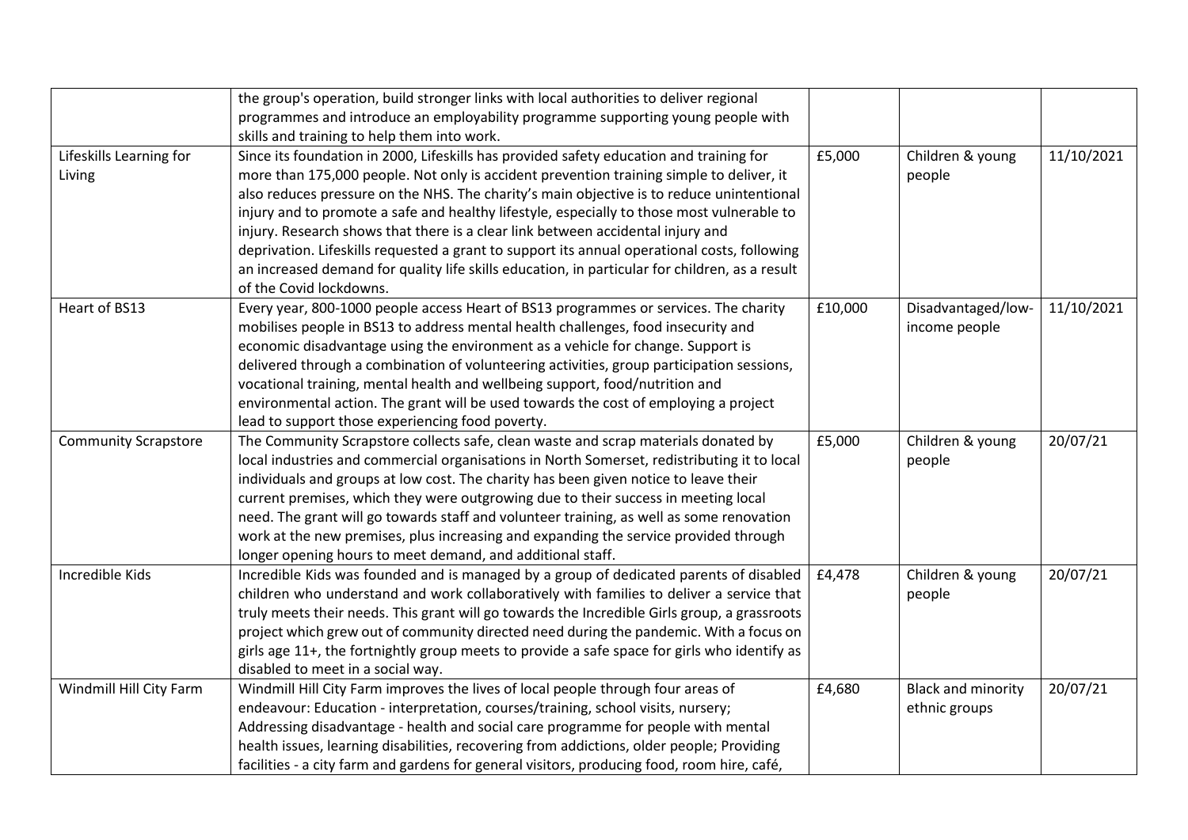|  |  |  |  |  |
| --- | --- | --- | --- | --- |
|  | the group's operation, build stronger links with local authorities to deliver regional programmes and introduce an employability programme supporting young people with skills and training to help them into work. |  |  |  |
| Lifeskills Learning for Living | Since its foundation in 2000, Lifeskills has provided safety education and training for more than 175,000 people. Not only is accident prevention training simple to deliver, it also reduces pressure on the NHS. The charity's main objective is to reduce unintentional injury and to promote a safe and healthy lifestyle, especially to those most vulnerable to injury. Research shows that there is a clear link between accidental injury and deprivation. Lifeskills requested a grant to support its annual operational costs, following an increased demand for quality life skills education, in particular for children, as a result of the Covid lockdowns. | £5,000 | Children & young people | 11/10/2021 |
| Heart of BS13 | Every year, 800-1000 people access Heart of BS13 programmes or services. The charity mobilises people in BS13 to address mental health challenges, food insecurity and economic disadvantage using the environment as a vehicle for change. Support is delivered through a combination of volunteering activities, group participation sessions, vocational training, mental health and wellbeing support, food/nutrition and environmental action. The grant will be used towards the cost of employing a project lead to support those experiencing food poverty. | £10,000 | Disadvantaged/low-income people | 11/10/2021 |
| Community Scrapstore | The Community Scrapstore collects safe, clean waste and scrap materials donated by local industries and commercial organisations in North Somerset, redistributing it to local individuals and groups at low cost. The charity has been given notice to leave their current premises, which they were outgrowing due to their success in meeting local need. The grant will go towards staff and volunteer training, as well as some renovation work at the new premises, plus increasing and expanding the service provided through longer opening hours to meet demand, and additional staff. | £5,000 | Children & young people | 20/07/21 |
| Incredible Kids | Incredible Kids was founded and is managed by a group of dedicated parents of disabled children who understand and work collaboratively with families to deliver a service that truly meets their needs. This grant will go towards the Incredible Girls group, a grassroots project which grew out of community directed need during the pandemic. With a focus on girls age 11+, the fortnightly group meets to provide a safe space for girls who identify as disabled to meet in a social way. | £4,478 | Children & young people | 20/07/21 |
| Windmill Hill City Farm | Windmill Hill City Farm improves the lives of local people through four areas of endeavour: Education - interpretation, courses/training, school visits, nursery; Addressing disadvantage - health and social care programme for people with mental health issues, learning disabilities, recovering from addictions, older people; Providing facilities - a city farm and gardens for general visitors, producing food, room hire, café, | £4,680 | Black and minority ethnic groups | 20/07/21 |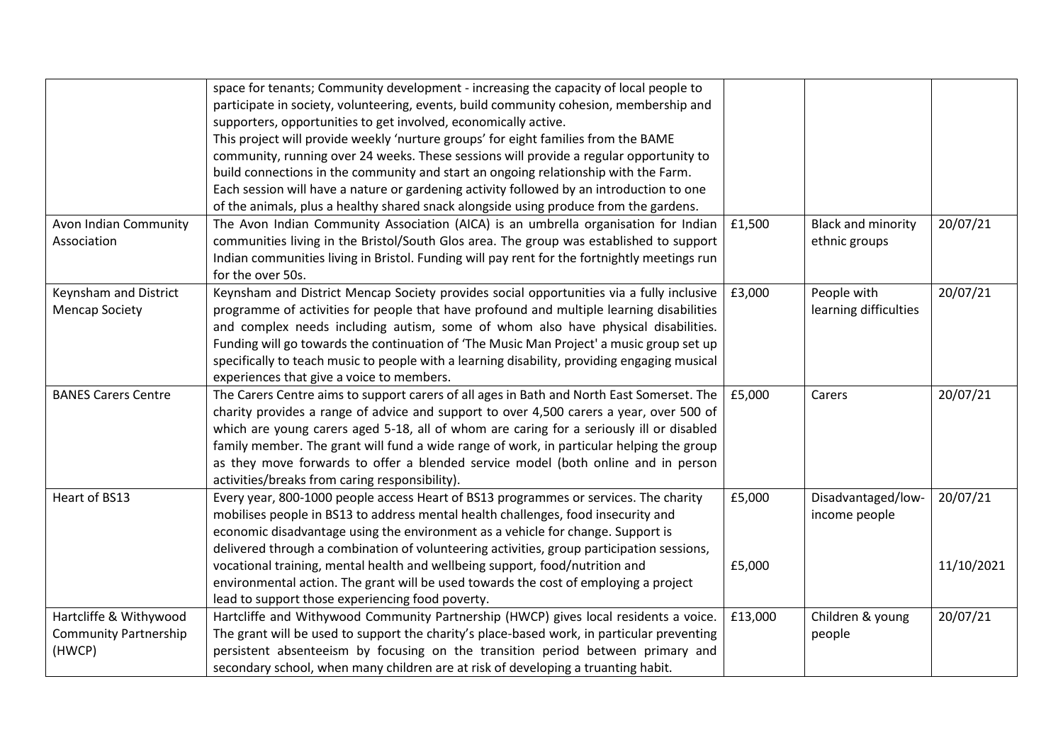| | | | | |
|---|---|---|---|---|
| | space for tenants; Community development - increasing the capacity of local people to participate in society, volunteering, events, build community cohesion, membership and supporters, opportunities to get involved, economically active.<br>This project will provide weekly 'nurture groups' for eight families from the BAME community, running over 24 weeks. These sessions will provide a regular opportunity to build connections in the community and start an ongoing relationship with the Farm. Each session will have a nature or gardening activity followed by an introduction to one of the animals, plus a healthy shared snack alongside using produce from the gardens. | | | |
| Avon Indian Community Association | The Avon Indian Community Association (AICA) is an umbrella organisation for Indian communities living in the Bristol/South Glos area. The group was established to support Indian communities living in Bristol. Funding will pay rent for the fortnightly meetings run for the over 50s. | £1,500 | Black and minority ethnic groups | 20/07/21 |
| Keynsham and District Mencap Society | Keynsham and District Mencap Society provides social opportunities via a fully inclusive programme of activities for people that have profound and multiple learning disabilities and complex needs including autism, some of whom also have physical disabilities. Funding will go towards the continuation of 'The Music Man Project' a music group set up specifically to teach music to people with a learning disability, providing engaging musical experiences that give a voice to members. | £3,000 | People with learning difficulties | 20/07/21 |
| BANES Carers Centre | The Carers Centre aims to support carers of all ages in Bath and North East Somerset. The charity provides a range of advice and support to over 4,500 carers a year, over 500 of which are young carers aged 5-18, all of whom are caring for a seriously ill or disabled family member. The grant will fund a wide range of work, in particular helping the group as they move forwards to offer a blended service model (both online and in person activities/breaks from caring responsibility). | £5,000 | Carers | 20/07/21 |
| Heart of BS13 | Every year, 800-1000 people access Heart of BS13 programmes or services. The charity mobilises people in BS13 to address mental health challenges, food insecurity and economic disadvantage using the environment as a vehicle for change. Support is delivered through a combination of volunteering activities, group participation sessions, vocational training, mental health and wellbeing support, food/nutrition and environmental action. The grant will be used towards the cost of employing a project lead to support those experiencing food poverty. | £5,000<br><br>£5,000 | Disadvantaged/low-income people | 20/07/21<br><br>11/10/2021 |
| Hartcliffe & Withywood Community Partnership (HWCP) | Hartcliffe and Withywood Community Partnership (HWCP) gives local residents a voice. The grant will be used to support the charity's place-based work, in particular preventing persistent absenteeism by focusing on the transition period between primary and secondary school, when many children are at risk of developing a truanting habit. | £13,000 | Children & young people | 20/07/21 |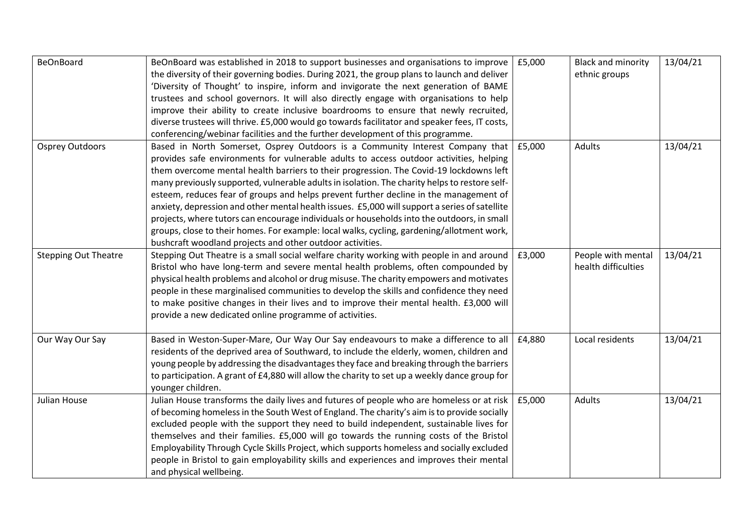| | | | | |
|---|---|---|---|---|
| BeOnBoard | BeOnBoard was established in 2018 to support businesses and organisations to improve the diversity of their governing bodies. During 2021, the group plans to launch and deliver 'Diversity of Thought' to inspire, inform and invigorate the next generation of BAME trustees and school governors. It will also directly engage with organisations to help improve their ability to create inclusive boardrooms to ensure that newly recruited, diverse trustees will thrive. £5,000 would go towards facilitator and speaker fees, IT costs, conferencing/webinar facilities and the further development of this programme. | £5,000 | Black and minority ethnic groups | 13/04/21 |
| Osprey Outdoors | Based in North Somerset, Osprey Outdoors is a Community Interest Company that provides safe environments for vulnerable adults to access outdoor activities, helping them overcome mental health barriers to their progression. The Covid-19 lockdowns left many previously supported, vulnerable adults in isolation. The charity helps to restore self-esteem, reduces fear of groups and helps prevent further decline in the management of anxiety, depression and other mental health issues. £5,000 will support a series of satellite projects, where tutors can encourage individuals or households into the outdoors, in small groups, close to their homes. For example: local walks, cycling, gardening/allotment work, bushcraft woodland projects and other outdoor activities. | £5,000 | Adults | 13/04/21 |
| Stepping Out Theatre | Stepping Out Theatre is a small social welfare charity working with people in and around Bristol who have long-term and severe mental health problems, often compounded by physical health problems and alcohol or drug misuse. The charity empowers and motivates people in these marginalised communities to develop the skills and confidence they need to make positive changes in their lives and to improve their mental health. £3,000 will provide a new dedicated online programme of activities. | £3,000 | People with mental health difficulties | 13/04/21 |
| Our Way Our Say | Based in Weston-Super-Mare, Our Way Our Say endeavours to make a difference to all residents of the deprived area of Southward, to include the elderly, women, children and young people by addressing the disadvantages they face and breaking through the barriers to participation. A grant of £4,880 will allow the charity to set up a weekly dance group for younger children. | £4,880 | Local residents | 13/04/21 |
| Julian House | Julian House transforms the daily lives and futures of people who are homeless or at risk of becoming homeless in the South West of England. The charity's aim is to provide socially excluded people with the support they need to build independent, sustainable lives for themselves and their families. £5,000 will go towards the running costs of the Bristol Employability Through Cycle Skills Project, which supports homeless and socially excluded people in Bristol to gain employability skills and experiences and improves their mental and physical wellbeing. | £5,000 | Adults | 13/04/21 |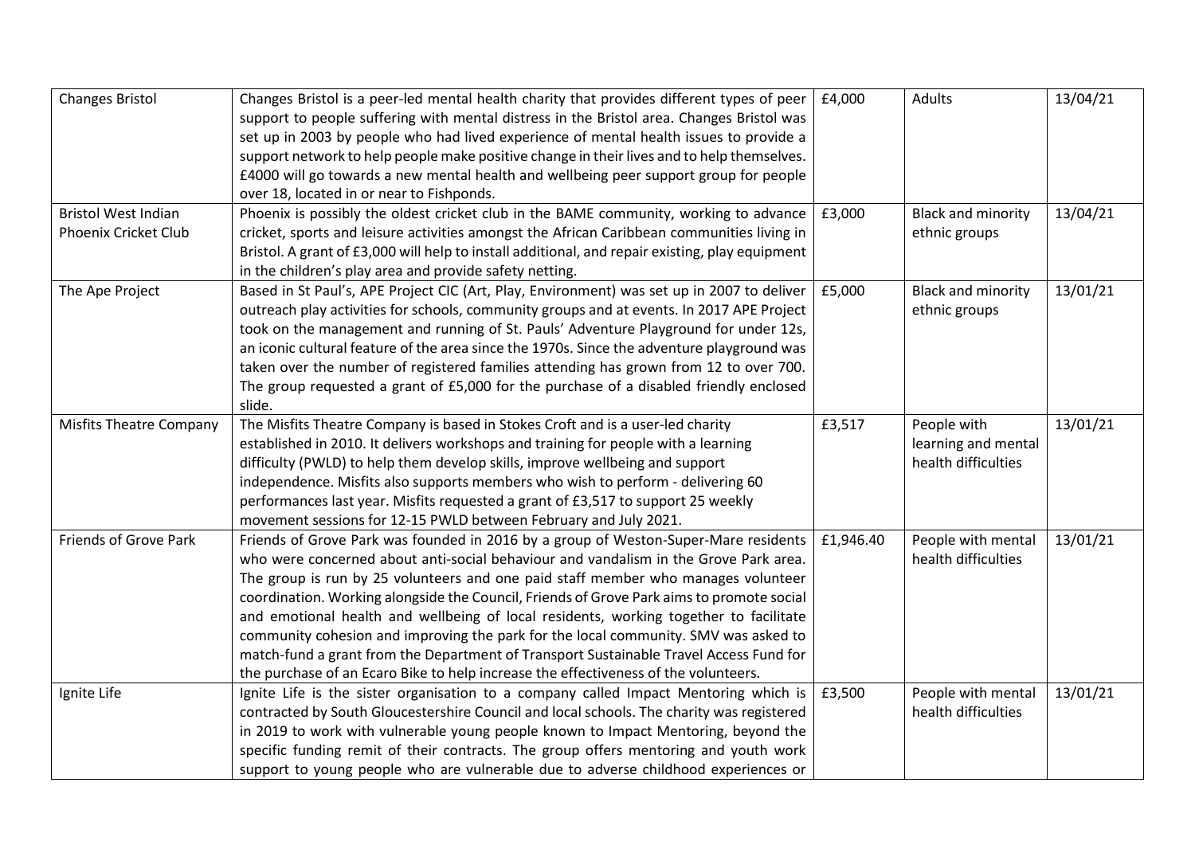| | | | | |
|---|---|---|---|---|
| Changes Bristol | Changes Bristol is a peer-led mental health charity that provides different types of peer support to people suffering with mental distress in the Bristol area. Changes Bristol was set up in 2003 by people who had lived experience of mental health issues to provide a support network to help people make positive change in their lives and to help themselves. £4000 will go towards a new mental health and wellbeing peer support group for people over 18, located in or near to Fishponds. | £4,000 | Adults | 13/04/21 |
| Bristol West Indian Phoenix Cricket Club | Phoenix is possibly the oldest cricket club in the BAME community, working to advance cricket, sports and leisure activities amongst the African Caribbean communities living in Bristol. A grant of £3,000 will help to install additional, and repair existing, play equipment in the children's play area and provide safety netting. | £3,000 | Black and minority ethnic groups | 13/04/21 |
| The Ape Project | Based in St Paul's, APE Project CIC (Art, Play, Environment) was set up in 2007 to deliver outreach play activities for schools, community groups and at events. In 2017 APE Project took on the management and running of St. Pauls' Adventure Playground for under 12s, an iconic cultural feature of the area since the 1970s. Since the adventure playground was taken over the number of registered families attending has grown from 12 to over 700. The group requested a grant of £5,000 for the purchase of a disabled friendly enclosed slide. | £5,000 | Black and minority ethnic groups | 13/01/21 |
| Misfits Theatre Company | The Misfits Theatre Company is based in Stokes Croft and is a user-led charity established in 2010. It delivers workshops and training for people with a learning difficulty (PWLD) to help them develop skills, improve wellbeing and support independence. Misfits also supports members who wish to perform - delivering 60 performances last year. Misfits requested a grant of £3,517 to support 25 weekly movement sessions for 12-15 PWLD between February and July 2021. | £3,517 | People with learning and mental health difficulties | 13/01/21 |
| Friends of Grove Park | Friends of Grove Park was founded in 2016 by a group of Weston-Super-Mare residents who were concerned about anti-social behaviour and vandalism in the Grove Park area. The group is run by 25 volunteers and one paid staff member who manages volunteer coordination. Working alongside the Council, Friends of Grove Park aims to promote social and emotional health and wellbeing of local residents, working together to facilitate community cohesion and improving the park for the local community. SMV was asked to match-fund a grant from the Department of Transport Sustainable Travel Access Fund for the purchase of an Ecaro Bike to help increase the effectiveness of the volunteers. | £1,946.40 | People with mental health difficulties | 13/01/21 |
| Ignite Life | Ignite Life is the sister organisation to a company called Impact Mentoring which is contracted by South Gloucestershire Council and local schools. The charity was registered in 2019 to work with vulnerable young people known to Impact Mentoring, beyond the specific funding remit of their contracts. The group offers mentoring and youth work support to young people who are vulnerable due to adverse childhood experiences or | £3,500 | People with mental health difficulties | 13/01/21 |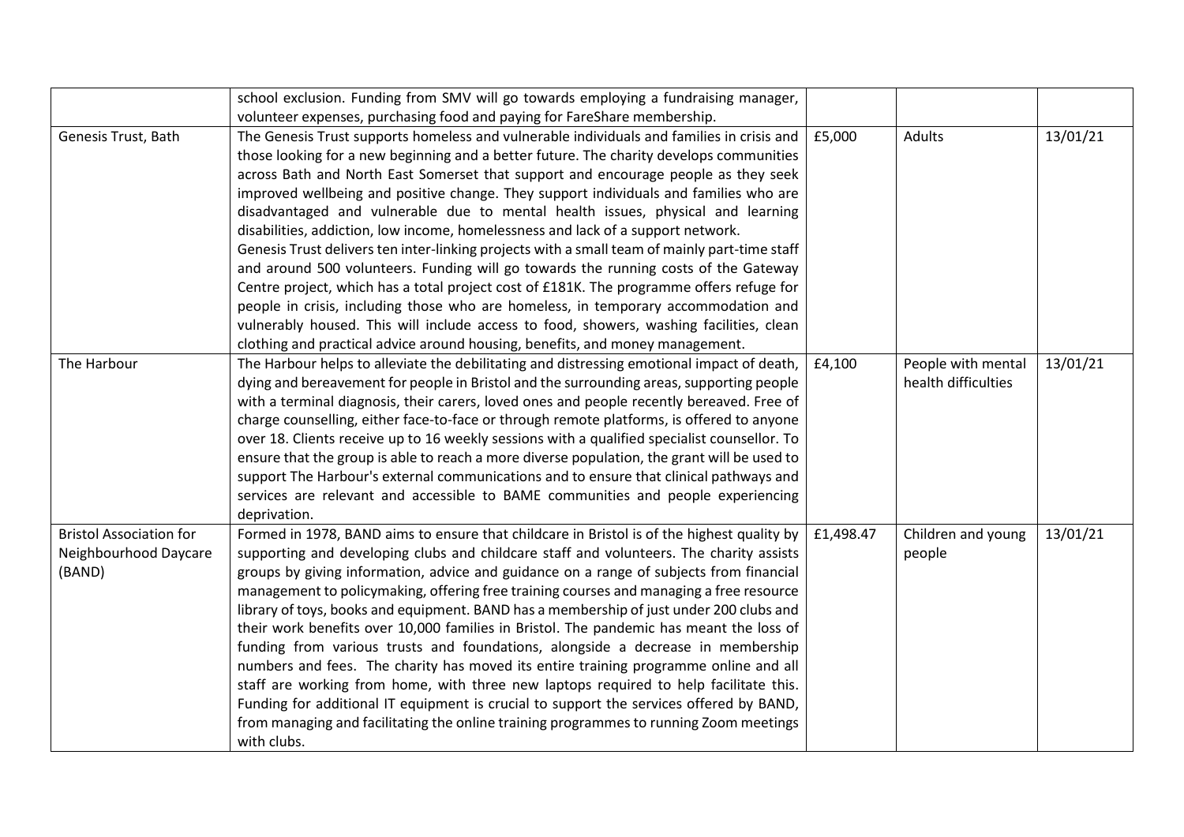| | | | | |
|---|---|---|---|---|
| | school exclusion. Funding from SMV will go towards employing a fundraising manager, volunteer expenses, purchasing food and paying for FareShare membership. | | | |
| Genesis Trust, Bath | The Genesis Trust supports homeless and vulnerable individuals and families in crisis and those looking for a new beginning and a better future. The charity develops communities across Bath and North East Somerset that support and encourage people as they seek improved wellbeing and positive change. They support individuals and families who are disadvantaged and vulnerable due to mental health issues, physical and learning disabilities, addiction, low income, homelessness and lack of a support network.<br>Genesis Trust delivers ten inter-linking projects with a small team of mainly part-time staff and around 500 volunteers. Funding will go towards the running costs of the Gateway Centre project, which has a total project cost of £181K. The programme offers refuge for people in crisis, including those who are homeless, in temporary accommodation and vulnerably housed. This will include access to food, showers, washing facilities, clean clothing and practical advice around housing, benefits, and money management. | £5,000 | Adults | 13/01/21 |
| The Harbour | The Harbour helps to alleviate the debilitating and distressing emotional impact of death, dying and bereavement for people in Bristol and the surrounding areas, supporting people with a terminal diagnosis, their carers, loved ones and people recently bereaved. Free of charge counselling, either face-to-face or through remote platforms, is offered to anyone over 18. Clients receive up to 16 weekly sessions with a qualified specialist counsellor. To ensure that the group is able to reach a more diverse population, the grant will be used to support The Harbour's external communications and to ensure that clinical pathways and services are relevant and accessible to BAME communities and people experiencing deprivation. | £4,100 | People with mental health difficulties | 13/01/21 |
| Bristol Association for Neighbourhood Daycare (BAND) | Formed in 1978, BAND aims to ensure that childcare in Bristol is of the highest quality by supporting and developing clubs and childcare staff and volunteers. The charity assists groups by giving information, advice and guidance on a range of subjects from financial management to policymaking, offering free training courses and managing a free resource library of toys, books and equipment. BAND has a membership of just under 200 clubs and their work benefits over 10,000 families in Bristol. The pandemic has meant the loss of funding from various trusts and foundations, alongside a decrease in membership numbers and fees. The charity has moved its entire training programme online and all staff are working from home, with three new laptops required to help facilitate this. Funding for additional IT equipment is crucial to support the services offered by BAND, from managing and facilitating the online training programmes to running Zoom meetings with clubs. | £1,498.47 | Children and young people | 13/01/21 |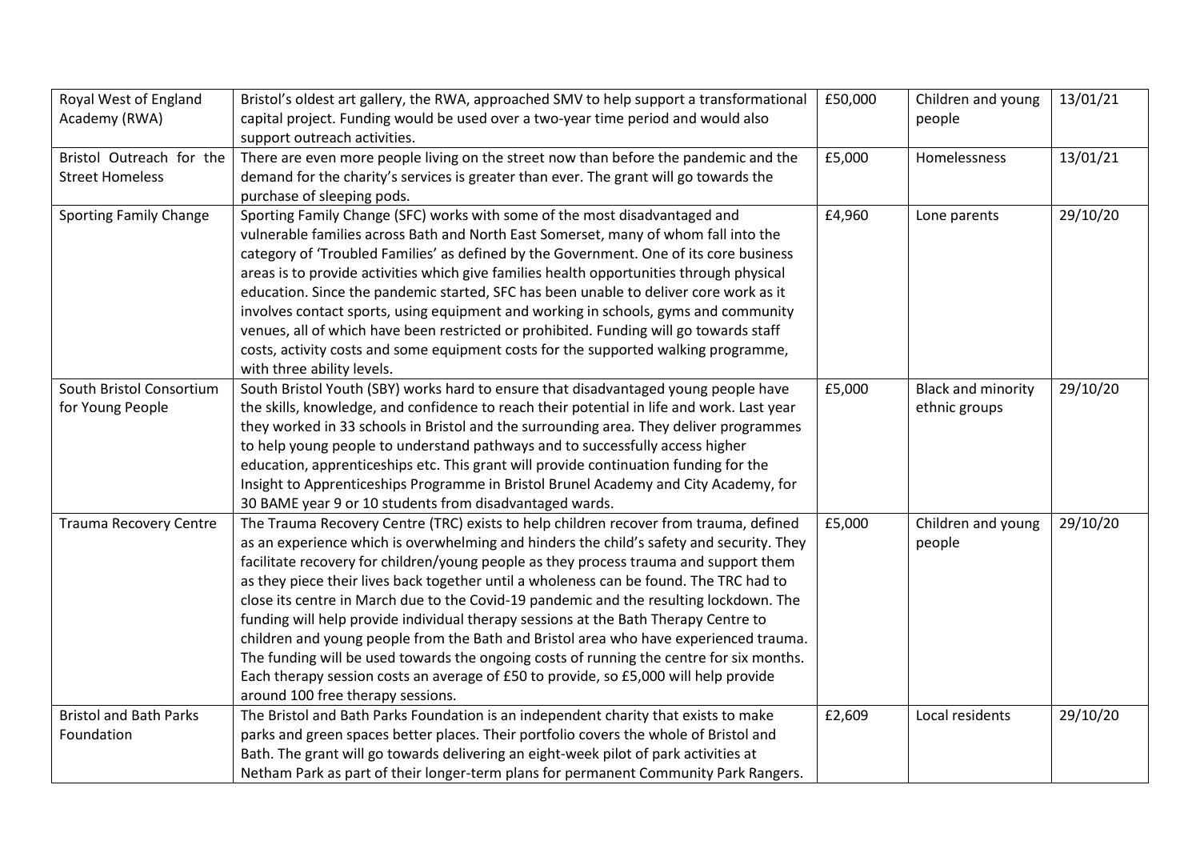| | | | | |
|---|---|---|---|---|
| Royal West of England Academy (RWA) | Bristol's oldest art gallery, the RWA, approached SMV to help support a transformational capital project. Funding would be used over a two-year time period and would also support outreach activities. | £50,000 | Children and young people | 13/01/21 |
| Bristol Outreach for the Street Homeless | There are even more people living on the street now than before the pandemic and the demand for the charity's services is greater than ever. The grant will go towards the purchase of sleeping pods. | £5,000 | Homelessness | 13/01/21 |
| Sporting Family Change | Sporting Family Change (SFC) works with some of the most disadvantaged and vulnerable families across Bath and North East Somerset, many of whom fall into the category of 'Troubled Families' as defined by the Government. One of its core business areas is to provide activities which give families health opportunities through physical education. Since the pandemic started, SFC has been unable to deliver core work as it involves contact sports, using equipment and working in schools, gyms and community venues, all of which have been restricted or prohibited. Funding will go towards staff costs, activity costs and some equipment costs for the supported walking programme, with three ability levels. | £4,960 | Lone parents | 29/10/20 |
| South Bristol Consortium for Young People | South Bristol Youth (SBY) works hard to ensure that disadvantaged young people have the skills, knowledge, and confidence to reach their potential in life and work. Last year they worked in 33 schools in Bristol and the surrounding area. They deliver programmes to help young people to understand pathways and to successfully access higher education, apprenticeships etc. This grant will provide continuation funding for the Insight to Apprenticeships Programme in Bristol Brunel Academy and City Academy, for 30 BAME year 9 or 10 students from disadvantaged wards. | £5,000 | Black and minority ethnic groups | 29/10/20 |
| Trauma Recovery Centre | The Trauma Recovery Centre (TRC) exists to help children recover from trauma, defined as an experience which is overwhelming and hinders the child's safety and security. They facilitate recovery for children/young people as they process trauma and support them as they piece their lives back together until a wholeness can be found. The TRC had to close its centre in March due to the Covid-19 pandemic and the resulting lockdown. The funding will help provide individual therapy sessions at the Bath Therapy Centre to children and young people from the Bath and Bristol area who have experienced trauma. The funding will be used towards the ongoing costs of running the centre for six months. Each therapy session costs an average of £50 to provide, so £5,000 will help provide around 100 free therapy sessions. | £5,000 | Children and young people | 29/10/20 |
| Bristol and Bath Parks Foundation | The Bristol and Bath Parks Foundation is an independent charity that exists to make parks and green spaces better places. Their portfolio covers the whole of Bristol and Bath. The grant will go towards delivering an eight-week pilot of park activities at Netham Park as part of their longer-term plans for permanent Community Park Rangers. | £2,609 | Local residents | 29/10/20 |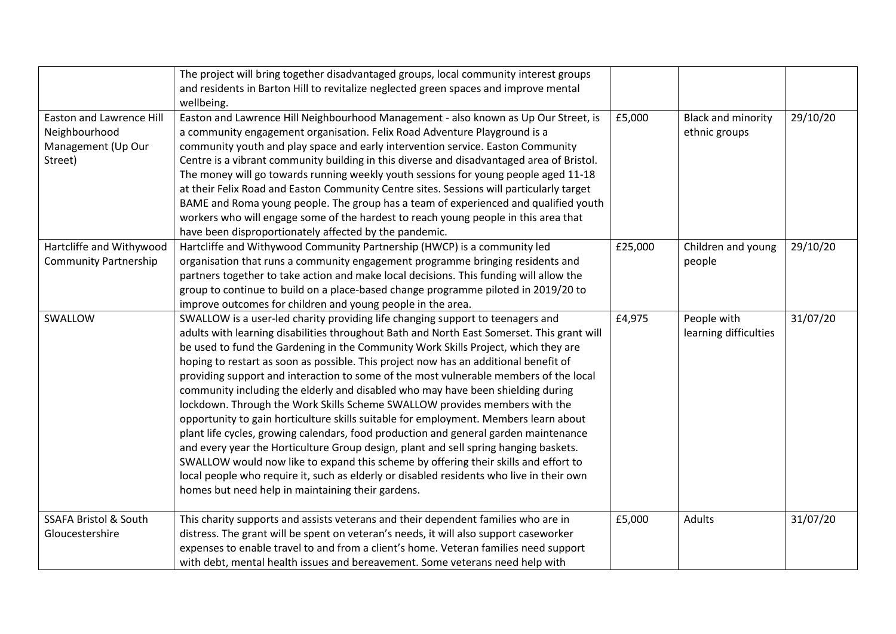| | | | | |
|---|---|---|---|---|
| | The project will bring together disadvantaged groups, local community interest groups and residents in Barton Hill to revitalize neglected green spaces and improve mental wellbeing. | | | |
| Easton and Lawrence Hill Neighbourhood Management (Up Our Street) | Easton and Lawrence Hill Neighbourhood Management - also known as Up Our Street, is a community engagement organisation. Felix Road Adventure Playground is a community youth and play space and early intervention service. Easton Community Centre is a vibrant community building in this diverse and disadvantaged area of Bristol. The money will go towards running weekly youth sessions for young people aged 11-18 at their Felix Road and Easton Community Centre sites. Sessions will particularly target BAME and Roma young people. The group has a team of experienced and qualified youth workers who will engage some of the hardest to reach young people in this area that have been disproportionately affected by the pandemic. | £5,000 | Black and minority ethnic groups | 29/10/20 |
| Hartcliffe and Withywood Community Partnership | Hartcliffe and Withywood Community Partnership (HWCP) is a community led organisation that runs a community engagement programme bringing residents and partners together to take action and make local decisions. This funding will allow the group to continue to build on a place-based change programme piloted in 2019/20 to improve outcomes for children and young people in the area. | £25,000 | Children and young people | 29/10/20 |
| SWALLOW | SWALLOW is a user-led charity providing life changing support to teenagers and adults with learning disabilities throughout Bath and North East Somerset. This grant will be used to fund the Gardening in the Community Work Skills Project, which they are hoping to restart as soon as possible. This project now has an additional benefit of providing support and interaction to some of the most vulnerable members of the local community including the elderly and disabled who may have been shielding during lockdown. Through the Work Skills Scheme SWALLOW provides members with the opportunity to gain horticulture skills suitable for employment. Members learn about plant life cycles, growing calendars, food production and general garden maintenance and every year the Horticulture Group design, plant and sell spring hanging baskets. SWALLOW would now like to expand this scheme by offering their skills and effort to local people who require it, such as elderly or disabled residents who live in their own homes but need help in maintaining their gardens. | £4,975 | People with learning difficulties | 31/07/20 |
| SSAFA Bristol & South Gloucestershire | This charity supports and assists veterans and their dependent families who are in distress. The grant will be spent on veteran's needs, it will also support caseworker expenses to enable travel to and from a client's home. Veteran families need support with debt, mental health issues and bereavement. Some veterans need help with | £5,000 | Adults | 31/07/20 |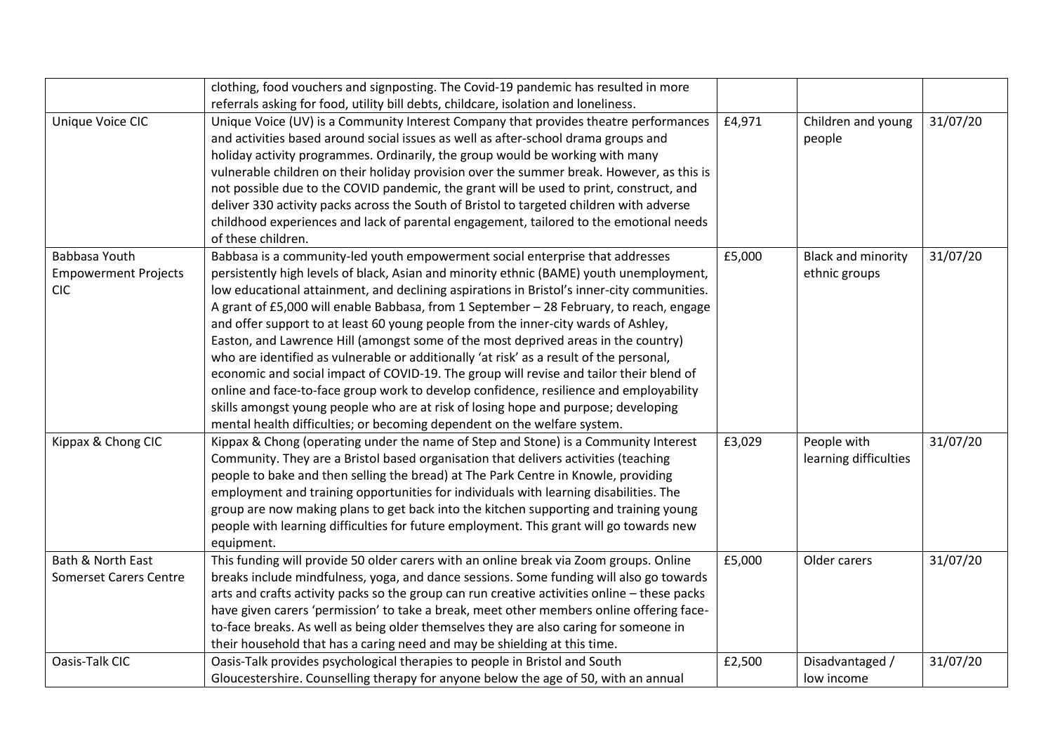| | | | | |
|---|---|---|---|---|
| | clothing, food vouchers and signposting. The Covid-19 pandemic has resulted in more referrals asking for food, utility bill debts, childcare, isolation and loneliness. | | | |
| Unique Voice CIC | Unique Voice (UV) is a Community Interest Company that provides theatre performances and activities based around social issues as well as after-school drama groups and holiday activity programmes. Ordinarily, the group would be working with many vulnerable children on their holiday provision over the summer break. However, as this is not possible due to the COVID pandemic, the grant will be used to print, construct, and deliver 330 activity packs across the South of Bristol to targeted children with adverse childhood experiences and lack of parental engagement, tailored to the emotional needs of these children. | £4,971 | Children and young people | 31/07/20 |
| Babbasa Youth Empowerment Projects CIC | Babbasa is a community-led youth empowerment social enterprise that addresses persistently high levels of black, Asian and minority ethnic (BAME) youth unemployment, low educational attainment, and declining aspirations in Bristol's inner-city communities. A grant of £5,000 will enable Babbasa, from 1 September – 28 February, to reach, engage and offer support to at least 60 young people from the inner-city wards of Ashley, Easton, and Lawrence Hill (amongst some of the most deprived areas in the country) who are identified as vulnerable or additionally 'at risk' as a result of the personal, economic and social impact of COVID-19. The group will revise and tailor their blend of online and face-to-face group work to develop confidence, resilience and employability skills amongst young people who are at risk of losing hope and purpose; developing mental health difficulties; or becoming dependent on the welfare system. | £5,000 | Black and minority ethnic groups | 31/07/20 |
| Kippax & Chong CIC | Kippax & Chong (operating under the name of Step and Stone) is a Community Interest Community. They are a Bristol based organisation that delivers activities (teaching people to bake and then selling the bread) at The Park Centre in Knowle, providing employment and training opportunities for individuals with learning disabilities. The group are now making plans to get back into the kitchen supporting and training young people with learning difficulties for future employment. This grant will go towards new equipment. | £3,029 | People with learning difficulties | 31/07/20 |
| Bath & North East Somerset Carers Centre | This funding will provide 50 older carers with an online break via Zoom groups. Online breaks include mindfulness, yoga, and dance sessions. Some funding will also go towards arts and crafts activity packs so the group can run creative activities online – these packs have given carers 'permission' to take a break, meet other members online offering face-to-face breaks. As well as being older themselves they are also caring for someone in their household that has a caring need and may be shielding at this time. | £5,000 | Older carers | 31/07/20 |
| Oasis-Talk CIC | Oasis-Talk provides psychological therapies to people in Bristol and South Gloucestershire. Counselling therapy for anyone below the age of 50, with an annual | £2,500 | Disadvantaged / low income | 31/07/20 |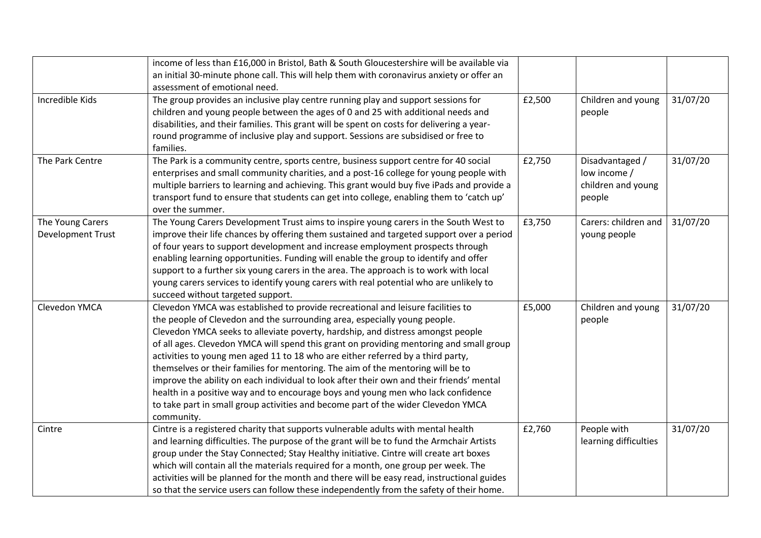| | | | | |
|---|---|---|---|---|
| | income of less than £16,000 in Bristol, Bath & South Gloucestershire will be available via an initial 30-minute phone call. This will help them with coronavirus anxiety or offer an assessment of emotional need. | | | |
| Incredible Kids | The group provides an inclusive play centre running play and support sessions for children and young people between the ages of 0 and 25 with additional needs and disabilities, and their families. This grant will be spent on costs for delivering a year-round programme of inclusive play and support. Sessions are subsidised or free to families. | £2,500 | Children and young people | 31/07/20 |
| The Park Centre | The Park is a community centre, sports centre, business support centre for 40 social enterprises and small community charities, and a post-16 college for young people with multiple barriers to learning and achieving. This grant would buy five iPads and provide a transport fund to ensure that students can get into college, enabling them to 'catch up' over the summer. | £2,750 | Disadvantaged / low income / children and young people | 31/07/20 |
| The Young Carers Development Trust | The Young Carers Development Trust aims to inspire young carers in the South West to improve their life chances by offering them sustained and targeted support over a period of four years to support development and increase employment prospects through enabling learning opportunities. Funding will enable the group to identify and offer support to a further six young carers in the area. The approach is to work with local young carers services to identify young carers with real potential who are unlikely to succeed without targeted support. | £3,750 | Carers: children and young people | 31/07/20 |
| Clevedon YMCA | Clevedon YMCA was established to provide recreational and leisure facilities to the people of Clevedon and the surrounding area, especially young people. Clevedon YMCA seeks to alleviate poverty, hardship, and distress amongst people of all ages. Clevedon YMCA will spend this grant on providing mentoring and small group activities to young men aged 11 to 18 who are either referred by a third party, themselves or their families for mentoring. The aim of the mentoring will be to improve the ability on each individual to look after their own and their friends' mental health in a positive way and to encourage boys and young men who lack confidence to take part in small group activities and become part of the wider Clevedon YMCA community. | £5,000 | Children and young people | 31/07/20 |
| Cintre | Cintre is a registered charity that supports vulnerable adults with mental health and learning difficulties. The purpose of the grant will be to fund the Armchair Artists group under the Stay Connected; Stay Healthy initiative. Cintre will create art boxes which will contain all the materials required for a month, one group per week. The activities will be planned for the month and there will be easy read, instructional guides so that the service users can follow these independently from the safety of their home. | £2,760 | People with learning difficulties | 31/07/20 |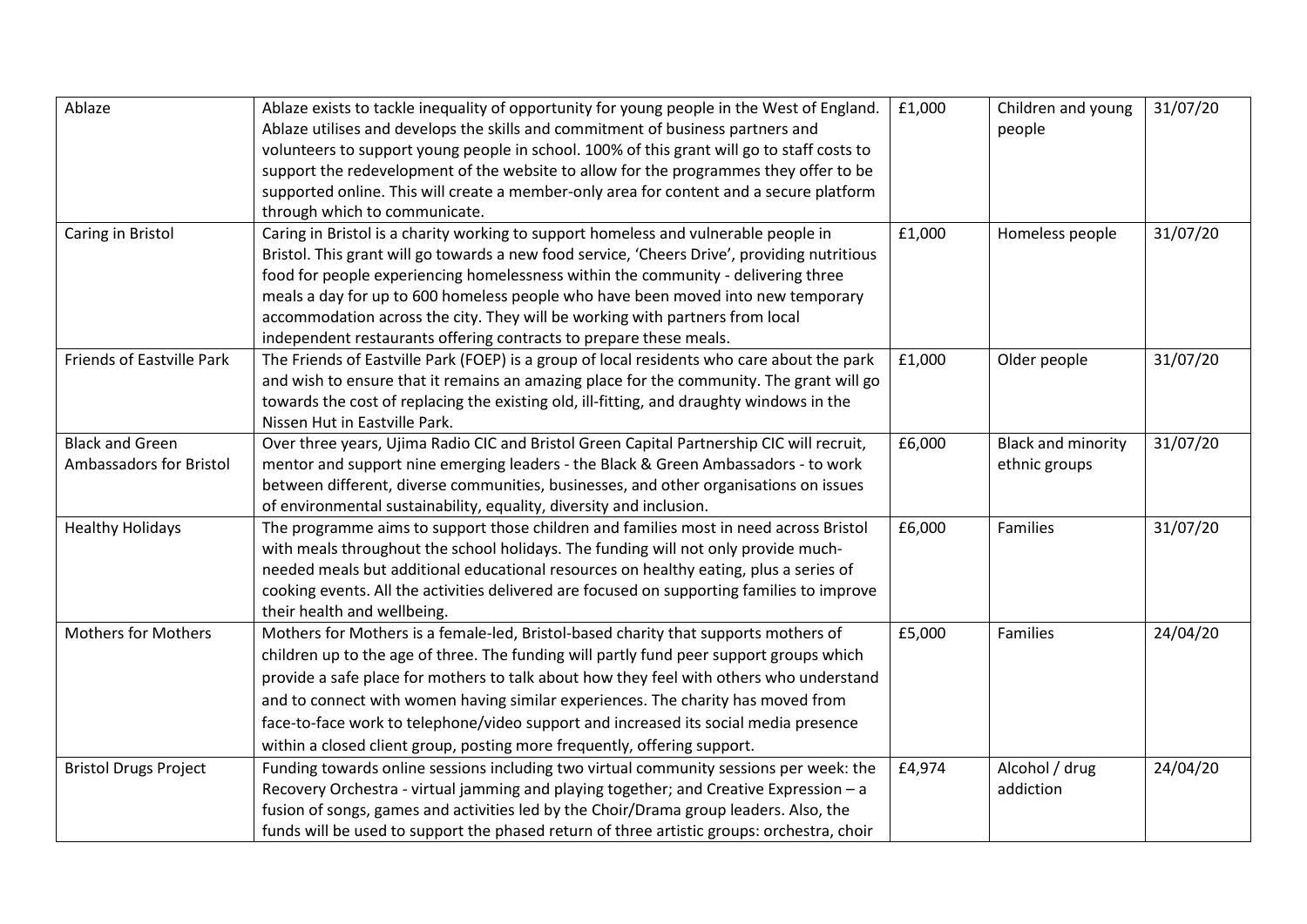| Ablaze | Ablaze exists to tackle inequality of opportunity for young people in the West of England. Ablaze utilises and develops the skills and commitment of business partners and volunteers to support young people in school. 100% of this grant will go to staff costs to support the redevelopment of the website to allow for the programmes they offer to be supported online. This will create a member-only area for content and a secure platform through which to communicate. | £1,000 | Children and young people | 31/07/20 |
|---|---|---|---|---|
| Caring in Bristol | Caring in Bristol is a charity working to support homeless and vulnerable people in Bristol. This grant will go towards a new food service, 'Cheers Drive', providing nutritious food for people experiencing homelessness within the community - delivering three meals a day for up to 600 homeless people who have been moved into new temporary accommodation across the city. They will be working with partners from local independent restaurants offering contracts to prepare these meals. | £1,000 | Homeless people | 31/07/20 |
| Friends of Eastville Park | The Friends of Eastville Park (FOEP) is a group of local residents who care about the park and wish to ensure that it remains an amazing place for the community. The grant will go towards the cost of replacing the existing old, ill-fitting, and draughty windows in the Nissen Hut in Eastville Park. | £1,000 | Older people | 31/07/20 |
| Black and Green Ambassadors for Bristol | Over three years, Ujima Radio CIC and Bristol Green Capital Partnership CIC will recruit, mentor and support nine emerging leaders - the Black & Green Ambassadors - to work between different, diverse communities, businesses, and other organisations on issues of environmental sustainability, equality, diversity and inclusion. | £6,000 | Black and minority ethnic groups | 31/07/20 |
| Healthy Holidays | The programme aims to support those children and families most in need across Bristol with meals throughout the school holidays. The funding will not only provide much-needed meals but additional educational resources on healthy eating, plus a series of cooking events. All the activities delivered are focused on supporting families to improve their health and wellbeing. | £6,000 | Families | 31/07/20 |
| Mothers for Mothers | Mothers for Mothers is a female-led, Bristol-based charity that supports mothers of children up to the age of three. The funding will partly fund peer support groups which provide a safe place for mothers to talk about how they feel with others who understand and to connect with women having similar experiences. The charity has moved from face-to-face work to telephone/video support and increased its social media presence within a closed client group, posting more frequently, offering support. | £5,000 | Families | 24/04/20 |
| Bristol Drugs Project | Funding towards online sessions including two virtual community sessions per week: the Recovery Orchestra - virtual jamming and playing together; and Creative Expression – a fusion of songs, games and activities led by the Choir/Drama group leaders. Also, the funds will be used to support the phased return of three artistic groups: orchestra, choir | £4,974 | Alcohol / drug addiction | 24/04/20 |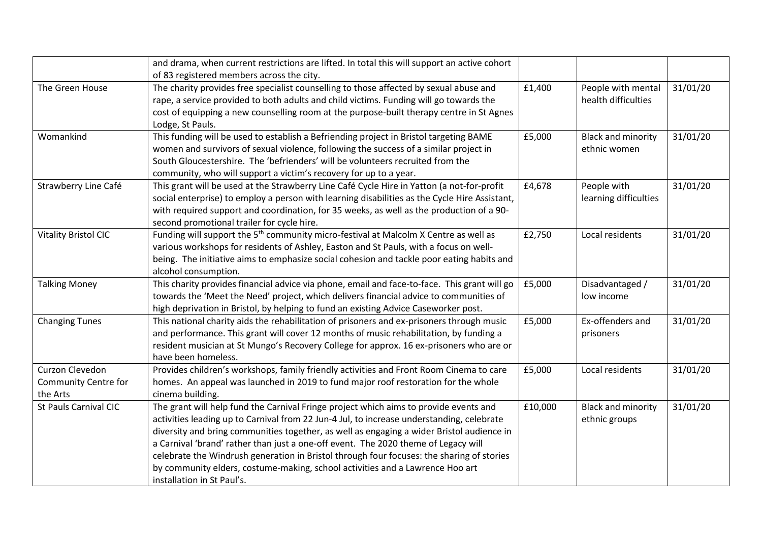| | | | | |
|---|---|---|---|---|
| | and drama, when current restrictions are lifted. In total this will support an active cohort of 83 registered members across the city. | | | |
| The Green House | The charity provides free specialist counselling to those affected by sexual abuse and rape, a service provided to both adults and child victims. Funding will go towards the cost of equipping a new counselling room at the purpose-built therapy centre in St Agnes Lodge, St Pauls. | £1,400 | People with mental health difficulties | 31/01/20 |
| Womankind | This funding will be used to establish a Befriending project in Bristol targeting BAME women and survivors of sexual violence, following the success of a similar project in South Gloucestershire. The 'befrienders' will be volunteers recruited from the community, who will support a victim's recovery for up to a year. | £5,000 | Black and minority ethnic women | 31/01/20 |
| Strawberry Line Café | This grant will be used at the Strawberry Line Café Cycle Hire in Yatton (a not-for-profit social enterprise) to employ a person with learning disabilities as the Cycle Hire Assistant, with required support and coordination, for 35 weeks, as well as the production of a 90-second promotional trailer for cycle hire. | £4,678 | People with learning difficulties | 31/01/20 |
| Vitality Bristol CIC | Funding will support the 5th community micro-festival at Malcolm X Centre as well as various workshops for residents of Ashley, Easton and St Pauls, with a focus on well-being. The initiative aims to emphasize social cohesion and tackle poor eating habits and alcohol consumption. | £2,750 | Local residents | 31/01/20 |
| Talking Money | This charity provides financial advice via phone, email and face-to-face. This grant will go towards the 'Meet the Need' project, which delivers financial advice to communities of high deprivation in Bristol, by helping to fund an existing Advice Caseworker post. | £5,000 | Disadvantaged / low income | 31/01/20 |
| Changing Tunes | This national charity aids the rehabilitation of prisoners and ex-prisoners through music and performance. This grant will cover 12 months of music rehabilitation, by funding a resident musician at St Mungo's Recovery College for approx. 16 ex-prisoners who are or have been homeless. | £5,000 | Ex-offenders and prisoners | 31/01/20 |
| Curzon Clevedon Community Centre for the Arts | Provides children's workshops, family friendly activities and Front Room Cinema to care homes. An appeal was launched in 2019 to fund major roof restoration for the whole cinema building. | £5,000 | Local residents | 31/01/20 |
| St Pauls Carnival CIC | The grant will help fund the Carnival Fringe project which aims to provide events and activities leading up to Carnival from 22 Jun-4 Jul, to increase understanding, celebrate diversity and bring communities together, as well as engaging a wider Bristol audience in a Carnival 'brand' rather than just a one-off event. The 2020 theme of Legacy will celebrate the Windrush generation in Bristol through four focuses: the sharing of stories by community elders, costume-making, school activities and a Lawrence Hoo art installation in St Paul's. | £10,000 | Black and minority ethnic groups | 31/01/20 |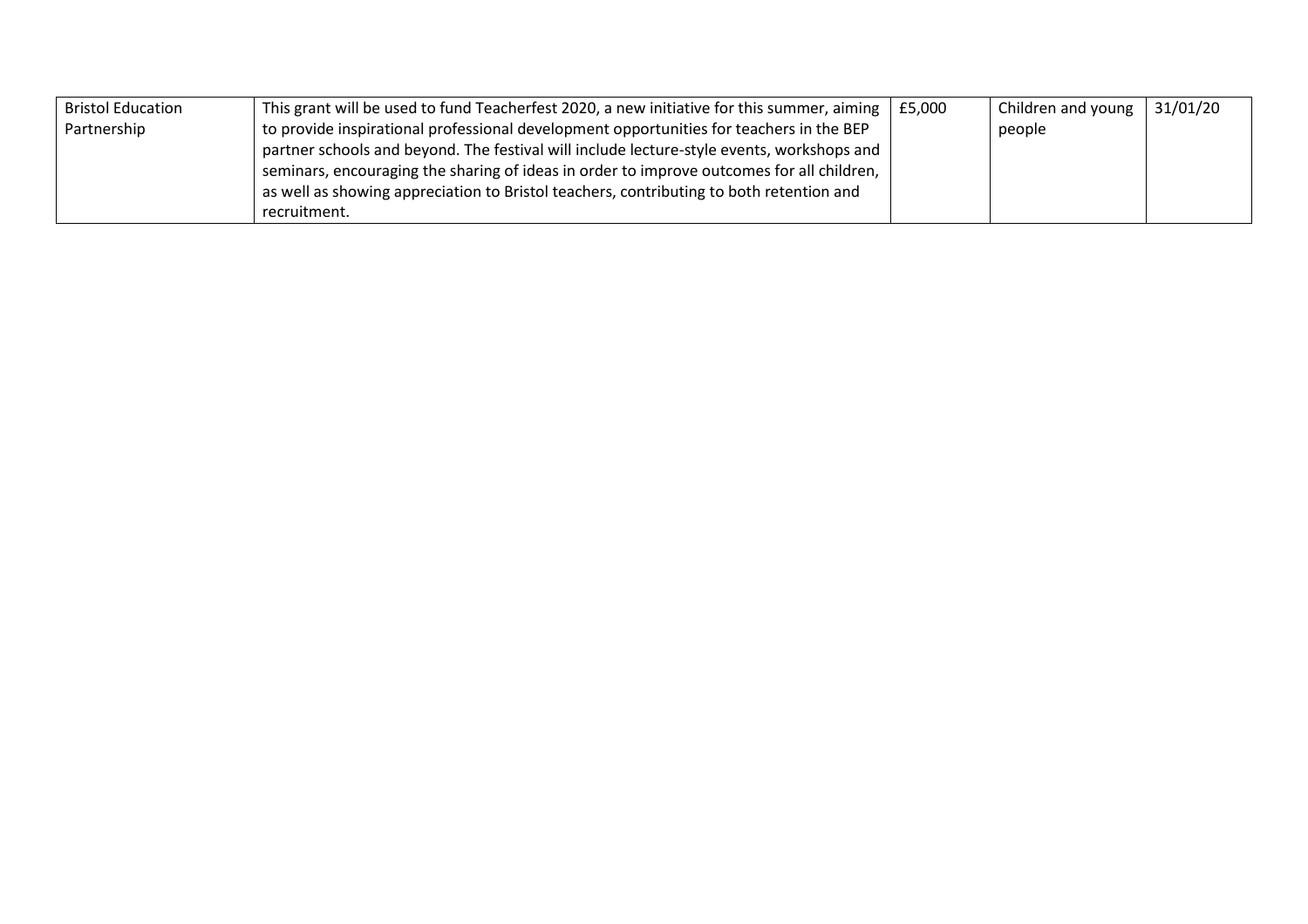| | | | | |
|---|---|---|---|---|
| Bristol Education Partnership | This grant will be used to fund Teacherfest 2020, a new initiative for this summer, aiming to provide inspirational professional development opportunities for teachers in the BEP partner schools and beyond. The festival will include lecture-style events, workshops and seminars, encouraging the sharing of ideas in order to improve outcomes for all children, as well as showing appreciation to Bristol teachers, contributing to both retention and recruitment. | £5,000 | Children and young people | 31/01/20 |